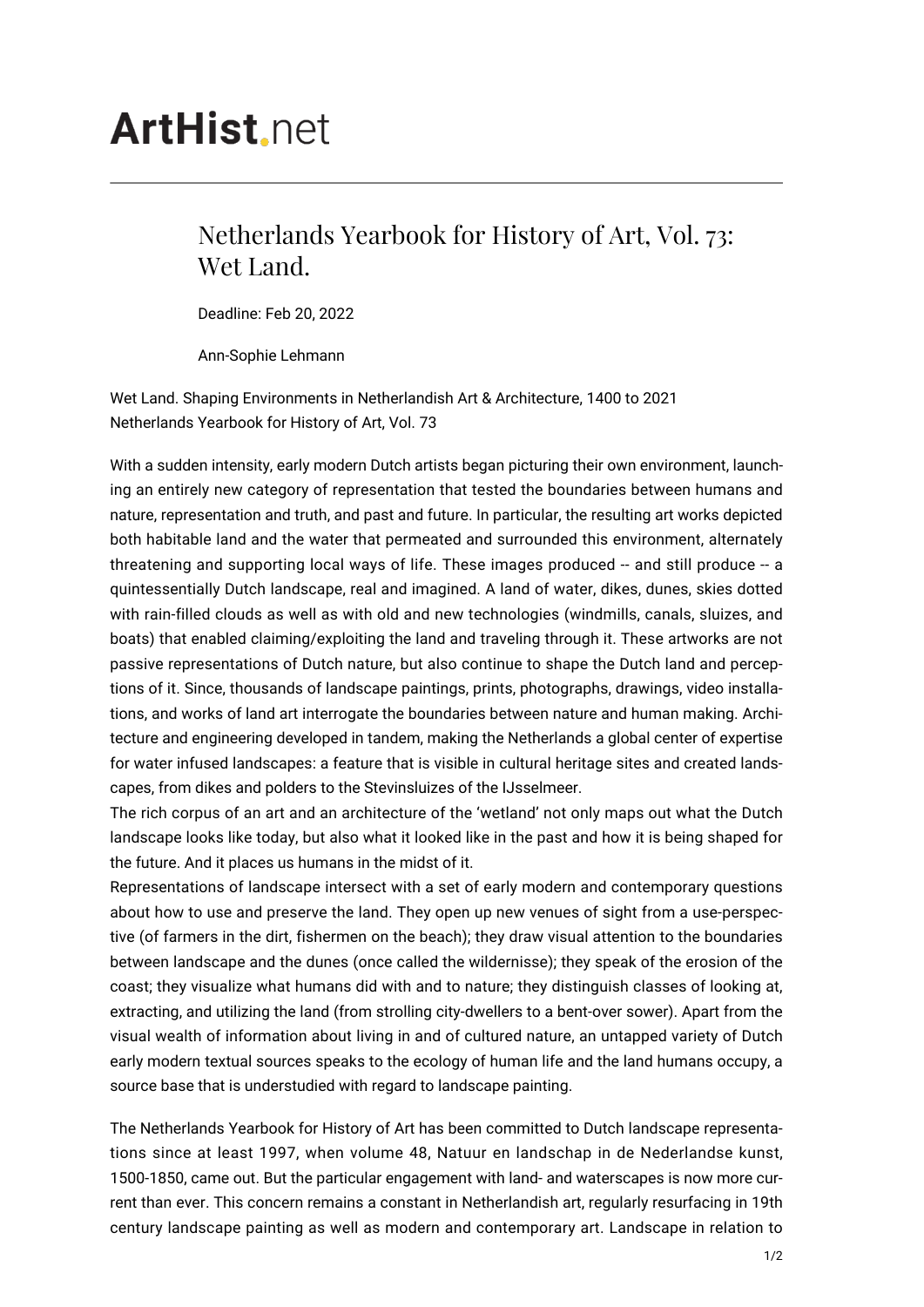# ArtHist.net

## Netherlands Yearbook for History of Art, Vol. 73: Wet Land.

Deadline: Feb 20, 2022

Ann-Sophie Lehmann

Wet Land. Shaping Environments in Netherlandish Art & Architecture, 1400 to 2021
Netherlands Yearbook for History of Art, Vol. 73

With a sudden intensity, early modern Dutch artists began picturing their own environment, launching an entirely new category of representation that tested the boundaries between humans and nature, representation and truth, and past and future. In particular, the resulting art works depicted both habitable land and the water that permeated and surrounded this environment, alternately threatening and supporting local ways of life. These images produced -- and still produce -- a quintessentially Dutch landscape, real and imagined. A land of water, dikes, dunes, skies dotted with rain-filled clouds as well as with old and new technologies (windmills, canals, sluizes, and boats) that enabled claiming/exploiting the land and traveling through it. These artworks are not passive representations of Dutch nature, but also continue to shape the Dutch land and perceptions of it. Since, thousands of landscape paintings, prints, photographs, drawings, video installations, and works of land art interrogate the boundaries between nature and human making. Architecture and engineering developed in tandem, making the Netherlands a global center of expertise for water infused landscapes: a feature that is visible in cultural heritage sites and created landscapes, from dikes and polders to the Stevinsluizes of the IJsselmeer.

The rich corpus of an art and an architecture of the 'wetland' not only maps out what the Dutch landscape looks like today, but also what it looked like in the past and how it is being shaped for the future. And it places us humans in the midst of it.

Representations of landscape intersect with a set of early modern and contemporary questions about how to use and preserve the land. They open up new venues of sight from a use-perspective (of farmers in the dirt, fishermen on the beach); they draw visual attention to the boundaries between landscape and the dunes (once called the wildernisse); they speak of the erosion of the coast; they visualize what humans did with and to nature; they distinguish classes of looking at, extracting, and utilizing the land (from strolling city-dwellers to a bent-over sower). Apart from the visual wealth of information about living in and of cultured nature, an untapped variety of Dutch early modern textual sources speaks to the ecology of human life and the land humans occupy, a source base that is understudied with regard to landscape painting.

The Netherlands Yearbook for History of Art has been committed to Dutch landscape representations since at least 1997, when volume 48, Natuur en landschap in de Nederlandse kunst, 1500-1850, came out. But the particular engagement with land- and waterscapes is now more current than ever. This concern remains a constant in Netherlandish art, regularly resurfacing in 19th century landscape painting as well as modern and contemporary art. Landscape in relation to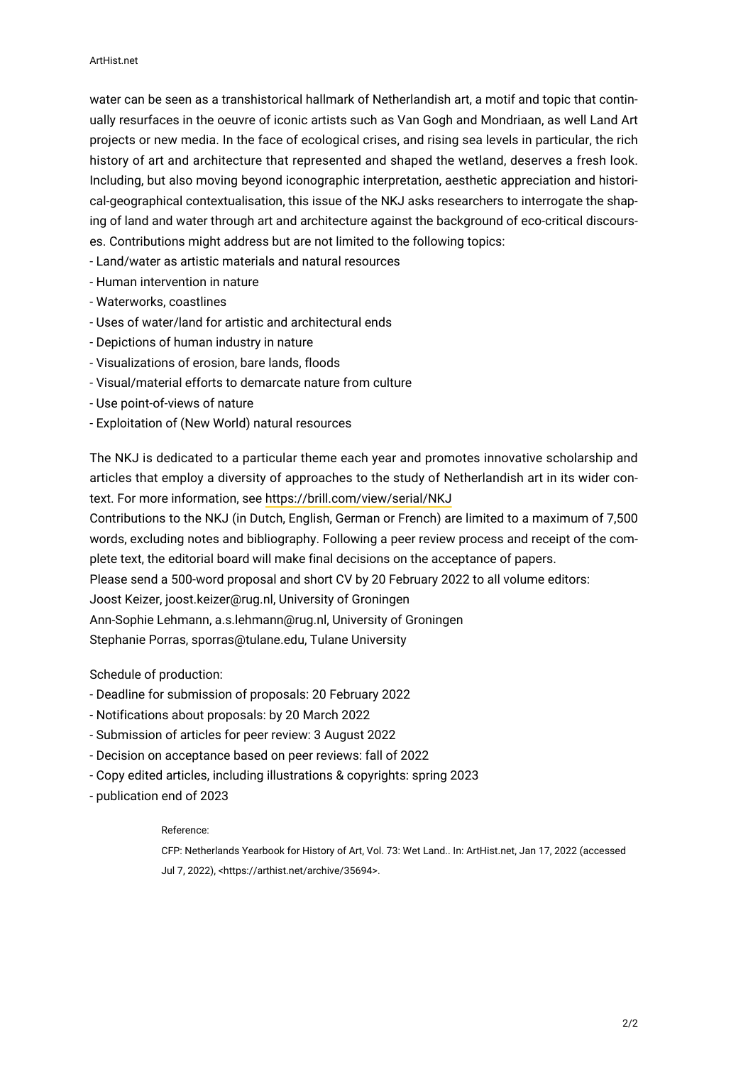water can be seen as a transhistorical hallmark of Netherlandish art, a motif and topic that continually resurfaces in the oeuvre of iconic artists such as Van Gogh and Mondriaan, as well Land Art projects or new media. In the face of ecological crises, and rising sea levels in particular, the rich history of art and architecture that represented and shaped the wetland, deserves a fresh look. Including, but also moving beyond iconographic interpretation, aesthetic appreciation and historical-geographical contextualisation, this issue of the NKJ asks researchers to interrogate the shaping of land and water through art and architecture against the background of eco-critical discourses. Contributions might address but are not limited to the following topics:

- Land/water as artistic materials and natural resources
- Human intervention in nature
- Waterworks, coastlines
- Uses of water/land for artistic and architectural ends
- Depictions of human industry in nature
- Visualizations of erosion, bare lands, floods
- Visual/material efforts to demarcate nature from culture
- Use point-of-views of nature
- Exploitation of (New World) natural resources

The NKJ is dedicated to a particular theme each year and promotes innovative scholarship and articles that employ a diversity of approaches to the study of Netherlandish art in its wider context. For more information, see https://brill.com/view/serial/NKJ

Contributions to the NKJ (in Dutch, English, German or French) are limited to a maximum of 7,500 words, excluding notes and bibliography. Following a peer review process and receipt of the complete text, the editorial board will make final decisions on the acceptance of papers.

Please send a 500-word proposal and short CV by 20 February 2022 to all volume editors:

Joost Keizer, joost.keizer@rug.nl, University of Groningen

Ann-Sophie Lehmann, a.s.lehmann@rug.nl, University of Groningen

Stephanie Porras, sporras@tulane.edu, Tulane University

Schedule of production:

- Deadline for submission of proposals: 20 February 2022
- Notifications about proposals: by 20 March 2022
- Submission of articles for peer review: 3 August 2022
- Decision on acceptance based on peer reviews: fall of 2022
- Copy edited articles, including illustrations & copyrights: spring 2023
- publication end of 2023

Reference:

CFP: Netherlands Yearbook for History of Art, Vol. 73: Wet Land.. In: ArtHist.net, Jan 17, 2022 (accessed Jul 7, 2022), <https://arthist.net/archive/35694>.